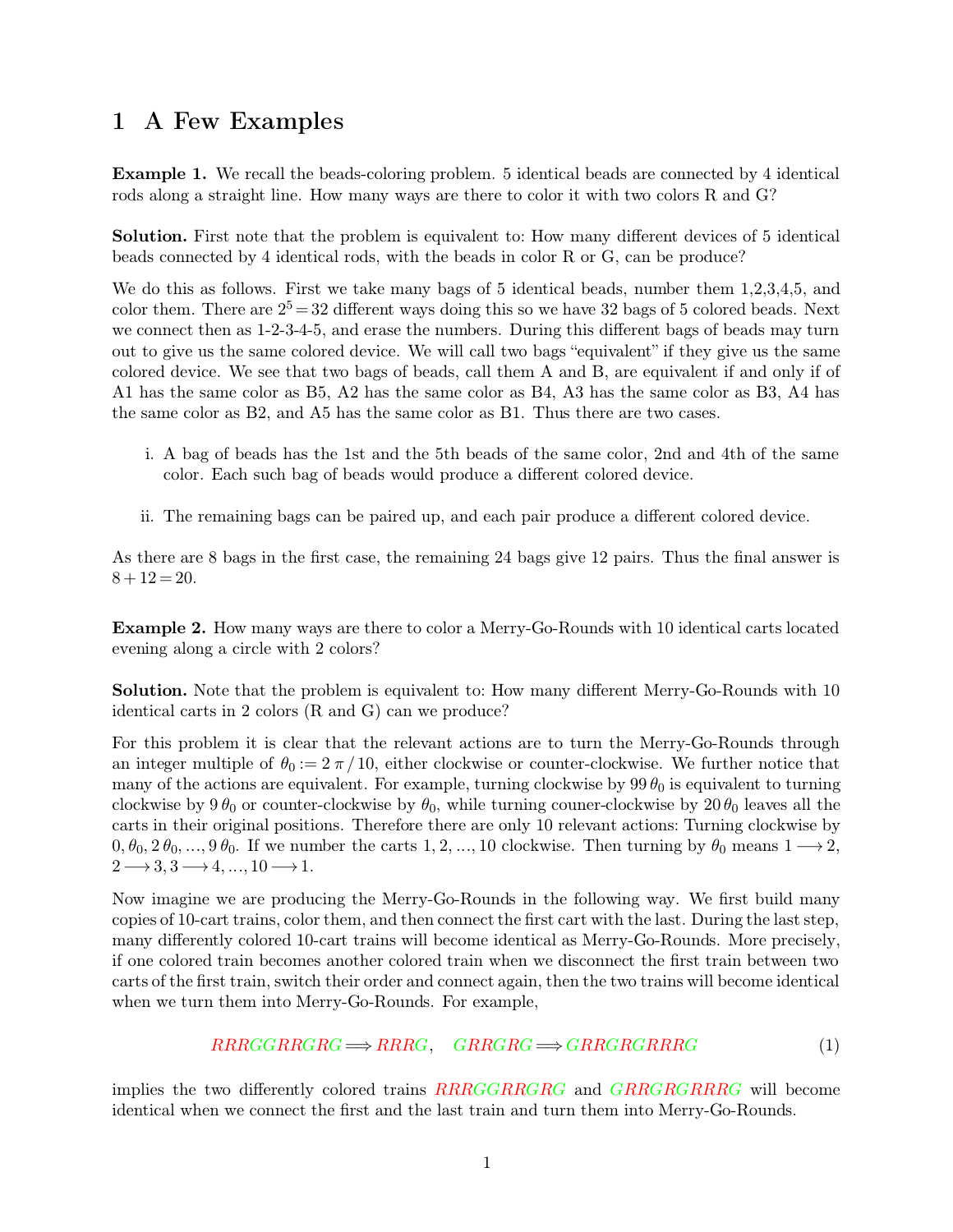# 1 A Few Examples

**Example 1.** We recall the beads-coloring problem. 5 identical beads are connected by 4 identical rods along a straight line. How many ways are there to color it with two colors R and G?

**Solution.** First note that the problem is equivalent to: How many different devices of 5 identical beads connected by 4 identical rods, with the beads in color R or G, can be produce?

We do this as follows. First we take many bags of 5 identical beads, number them 1,2,3,4,5, and color them. There are $2^5 = 32$ different ways doing this so we have 32 bags of 5 colored beads. Next we connect then as 1-2-3-4-5, and erase the numbers. During this different bags of beads may turn out to give us the same colored device. We will call two bags "equivalent" if they give us the same colored device. We see that two bags of beads, call them A and B, are equivalent if and only if of A1 has the same color as B5, A2 has the same color as B4, A3 has the same color as B3, A4 has the same color as B2, and A5 has the same color as B1. Thus there are two cases.

i. A bag of beads has the 1st and the 5th beads of the same color, 2nd and 4th of the same color. Each such bag of beads would produce a different colored device.

ii. The remaining bags can be paired up, and each pair produce a different colored device.

As there are 8 bags in the first case, the remaining 24 bags give 12 pairs. Thus the final answer is $8 + 12 = 20$.

**Example 2.** How many ways are there to color a Merry-Go-Rounds with 10 identical carts located evening along a circle with 2 colors?

**Solution.** Note that the problem is equivalent to: How many different Merry-Go-Rounds with 10 identical carts in 2 colors (R and G) can we produce?

For this problem it is clear that the relevant actions are to turn the Merry-Go-Rounds through an integer multiple of $\theta_0 := 2\pi / 10$, either clockwise or counter-clockwise. We further notice that many of the actions are equivalent. For example, turning clockwise by $99\,\theta_0$ is equivalent to turning clockwise by $9\,\theta_0$ or counter-clockwise by $\theta_0$, while turning couner-clockwise by $20\,\theta_0$ leaves all the carts in their original positions. Therefore there are only 10 relevant actions: Turning clockwise by $0, \theta_0, 2\,\theta_0, \ldots, 9\,\theta_0$. If we number the carts $1, 2, \ldots, 10$ clockwise. Then turning by $\theta_0$ means $1 \longrightarrow 2$, $2 \longrightarrow 3$, $3 \longrightarrow 4, \ldots, 10 \longrightarrow 1$.

Now imagine we are producing the Merry-Go-Rounds in the following way. We first build many copies of 10-cart trains, color them, and then connect the first cart with the last. During the last step, many differently colored 10-cart trains will become identical as Merry-Go-Rounds. More precisely, if one colored train becomes another colored train when we disconnect the first train between two carts of the first train, switch their order and connect again, then the two trains will become identical when we turn them into Merry-Go-Rounds. For example,

$$RRRGGRRGRG \Longrightarrow RRRG, \quad GRRGRG \Longrightarrow GRRGRGRRRG \tag{1}$$

implies the two differently colored trains $RRRGGRRGRG$ and $GRRGRGRRRG$ will become identical when we connect the first and the last train and turn them into Merry-Go-Rounds.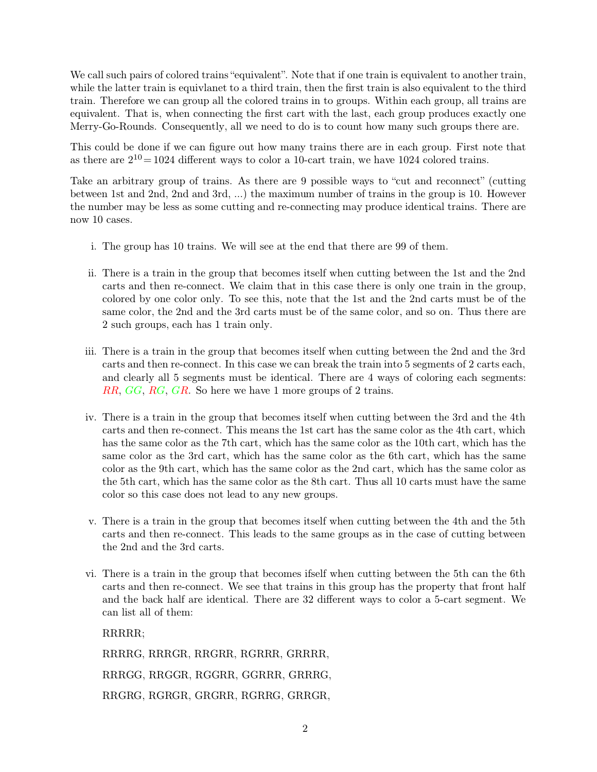We call such pairs of colored trains "equivalent". Note that if one train is equivalent to another train, while the latter train is equivlanet to a third train, then the first train is also equivalent to the third train. Therefore we can group all the colored trains in to groups. Within each group, all trains are equivalent. That is, when connecting the first cart with the last, each group produces exactly one Merry-Go-Rounds. Consequently, all we need to do is to count how many such groups there are.

This could be done if we can figure out how many trains there are in each group. First note that as there are $2^{10} = 1024$ different ways to color a 10-cart train, we have 1024 colored trains.

Take an arbitrary group of trains. As there are 9 possible ways to "cut and reconnect" (cutting between 1st and 2nd, 2nd and 3rd, ...) the maximum number of trains in the group is 10. However the number may be less as some cutting and re-connecting may produce identical trains. There are now 10 cases.

i. The group has 10 trains. We will see at the end that there are 99 of them.

ii. There is a train in the group that becomes itself when cutting between the 1st and the 2nd carts and then re-connect. We claim that in this case there is only one train in the group, colored by one color only. To see this, note that the 1st and the 2nd carts must be of the same color, the 2nd and the 3rd carts must be of the same color, and so on. Thus there are 2 such groups, each has 1 train only.

iii. There is a train in the group that becomes itself when cutting between the 2nd and the 3rd carts and then re-connect. In this case we can break the train into 5 segments of 2 carts each, and clearly all 5 segments must be identical. There are 4 ways of coloring each segments: RR, GG, RG, GR. So here we have 1 more groups of 2 trains.

iv. There is a train in the group that becomes itself when cutting between the 3rd and the 4th carts and then re-connect. This means the 1st cart has the same color as the 4th cart, which has the same color as the 7th cart, which has the same color as the 10th cart, which has the same color as the 3rd cart, which has the same color as the 6th cart, which has the same color as the 9th cart, which has the same color as the 2nd cart, which has the same color as the 5th cart, which has the same color as the 8th cart. Thus all 10 carts must have the same color so this case does not lead to any new groups.

v. There is a train in the group that becomes itself when cutting between the 4th and the 5th carts and then re-connect. This leads to the same groups as in the case of cutting between the 2nd and the 3rd carts.

vi. There is a train in the group that becomes ifself when cutting between the 5th can the 6th carts and then re-connect. We see that trains in this group has the property that front half and the back half are identical. There are 32 different ways to color a 5-cart segment. We can list all of them:

RRRRR;

RRRRG, RRRGR, RRGRR, RGRRR, GRRRR,

RRRGG, RRGGR, RGGRR, GGRRR, GRRRG,

RRGRG, RGRGR, GRGRR, RGRRG, GRRGR,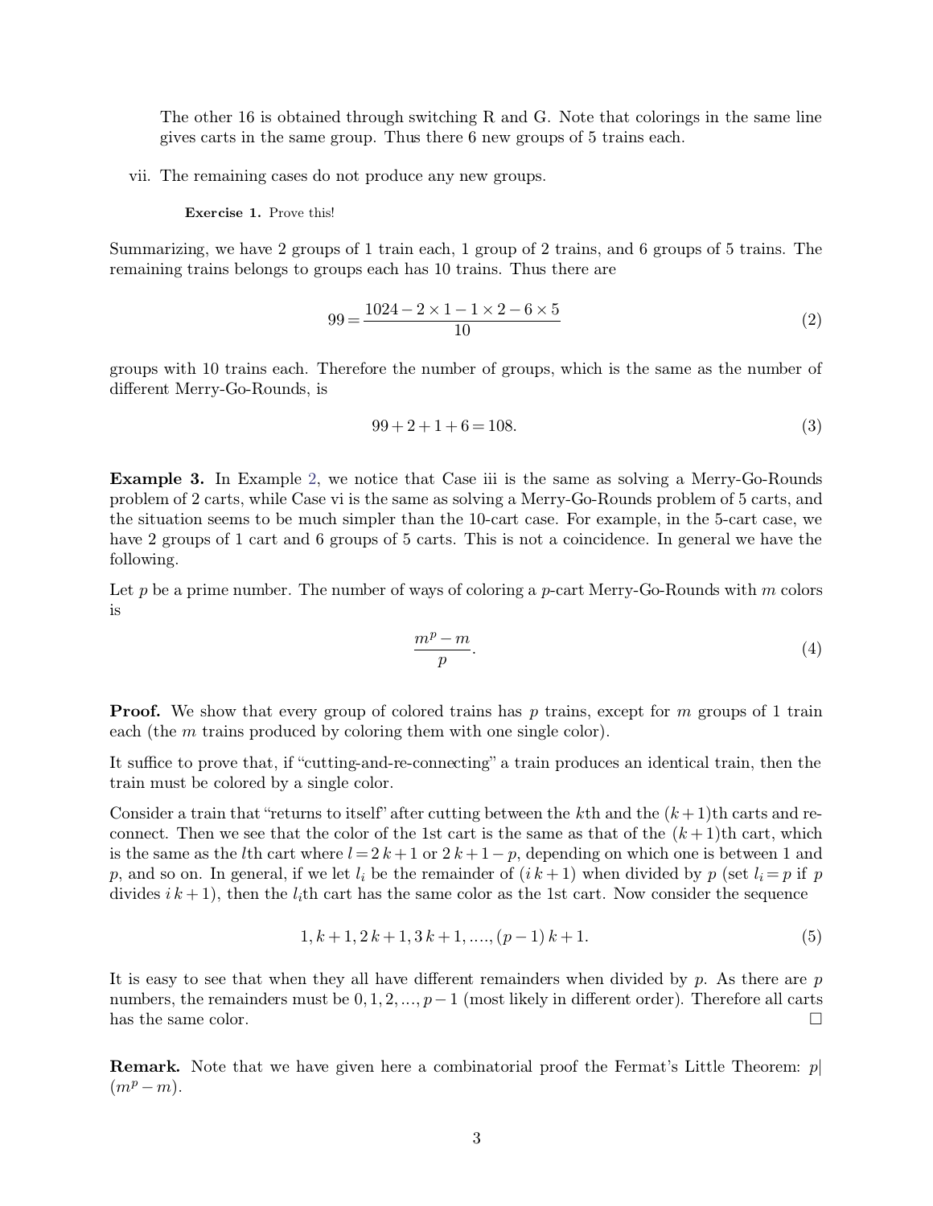The other 16 is obtained through switching R and G. Note that colorings in the same line gives carts in the same group. Thus there 6 new groups of 5 trains each.

vii. The remaining cases do not produce any new groups.

**Exercise 1.** Prove this!

Summarizing, we have 2 groups of 1 train each, 1 group of 2 trains, and 6 groups of 5 trains. The remaining trains belongs to groups each has 10 trains. Thus there are

$$99 = \frac{1024 - 2 \times 1 - 1 \times 2 - 6 \times 5}{10} \tag{2}$$

groups with 10 trains each. Therefore the number of groups, which is the same as the number of different Merry-Go-Rounds, is

$$99 + 2 + 1 + 6 = 108. \tag{3}$$

**Example 3.** In Example 2, we notice that Case iii is the same as solving a Merry-Go-Rounds problem of 2 carts, while Case vi is the same as solving a Merry-Go-Rounds problem of 5 carts, and the situation seems to be much simpler than the 10-cart case. For example, in the 5-cart case, we have 2 groups of 1 cart and 6 groups of 5 carts. This is not a coincidence. In general we have the following.

Let $p$ be a prime number. The number of ways of coloring a $p$-cart Merry-Go-Rounds with $m$ colors is

$$\frac{m^p - m}{p}. \tag{4}$$

**Proof.** We show that every group of colored trains has $p$ trains, except for $m$ groups of 1 train each (the $m$ trains produced by coloring them with one single color).

It suffice to prove that, if "cutting-and-re-connecting" a train produces an identical train, then the train must be colored by a single color.

Consider a train that "returns to itself" after cutting between the $k$th and the $(k+1)$th carts and reconnect. Then we see that the color of the 1st cart is the same as that of the $(k+1)$th cart, which is the same as the $l$th cart where $l = 2k + 1$ or $2k + 1 - p$, depending on which one is between 1 and $p$, and so on. In general, if we let $l_i$ be the remainder of $(ik + 1)$ when divided by $p$ (set $l_i = p$ if $p$ divides $ik + 1$), then the $l_i$th cart has the same color as the 1st cart. Now consider the sequence

$$1, k+1, 2k+1, 3k+1, \ldots, (p-1)k + 1. \tag{5}$$

It is easy to see that when they all have different remainders when divided by $p$. As there are $p$ numbers, the remainders must be $0, 1, 2, \ldots, p-1$ (most likely in different order). Therefore all carts has the same color. □

**Remark.** Note that we have given here a combinatorial proof the Fermat's Little Theorem: $p | (m^p - m)$.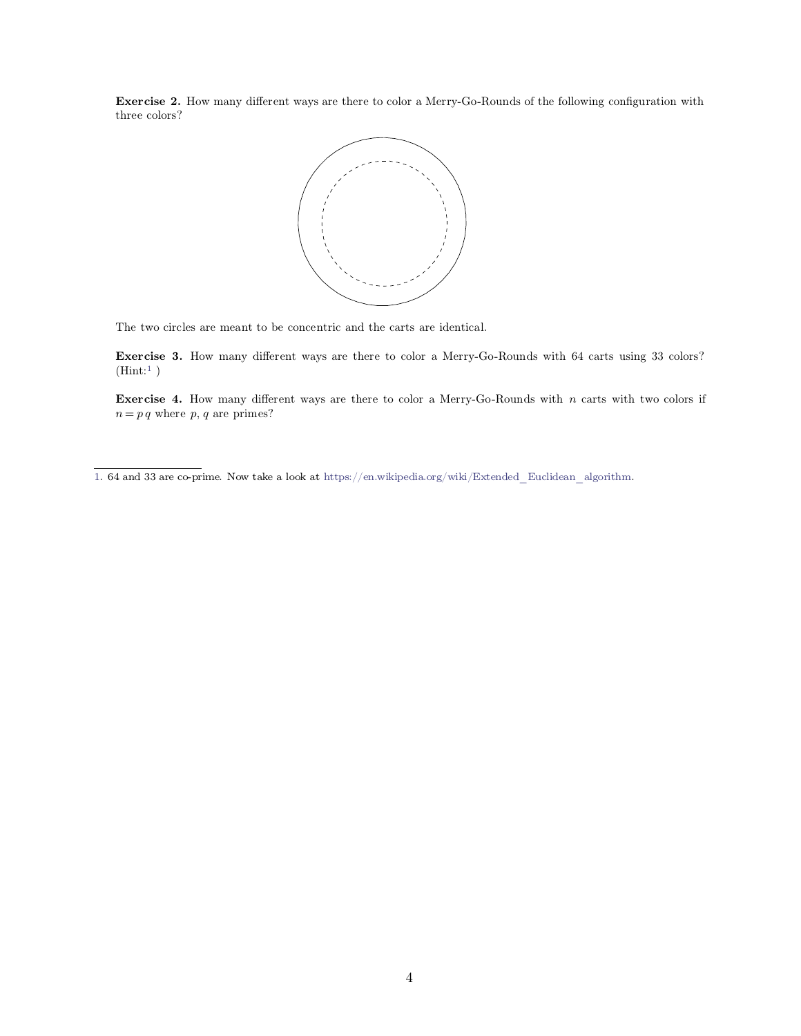**Exercise 2.** How many different ways are there to color a Merry-Go-Rounds of the following configuration with three colors?

The two circles are meant to be concentric and the carts are identical.

**Exercise 3.** How many different ways are there to color a Merry-Go-Rounds with 64 carts using 33 colors? (Hint:[1] )

**Exercise 4.** How many different ways are there to color a Merry-Go-Rounds with $n$ carts with two colors if $n = p\,q$ where $p$, $q$ are primes?

---

[1]. 64 and 33 are co-prime. Now take a look at https://en.wikipedia.org/wiki/Extended_Euclidean_algorithm.